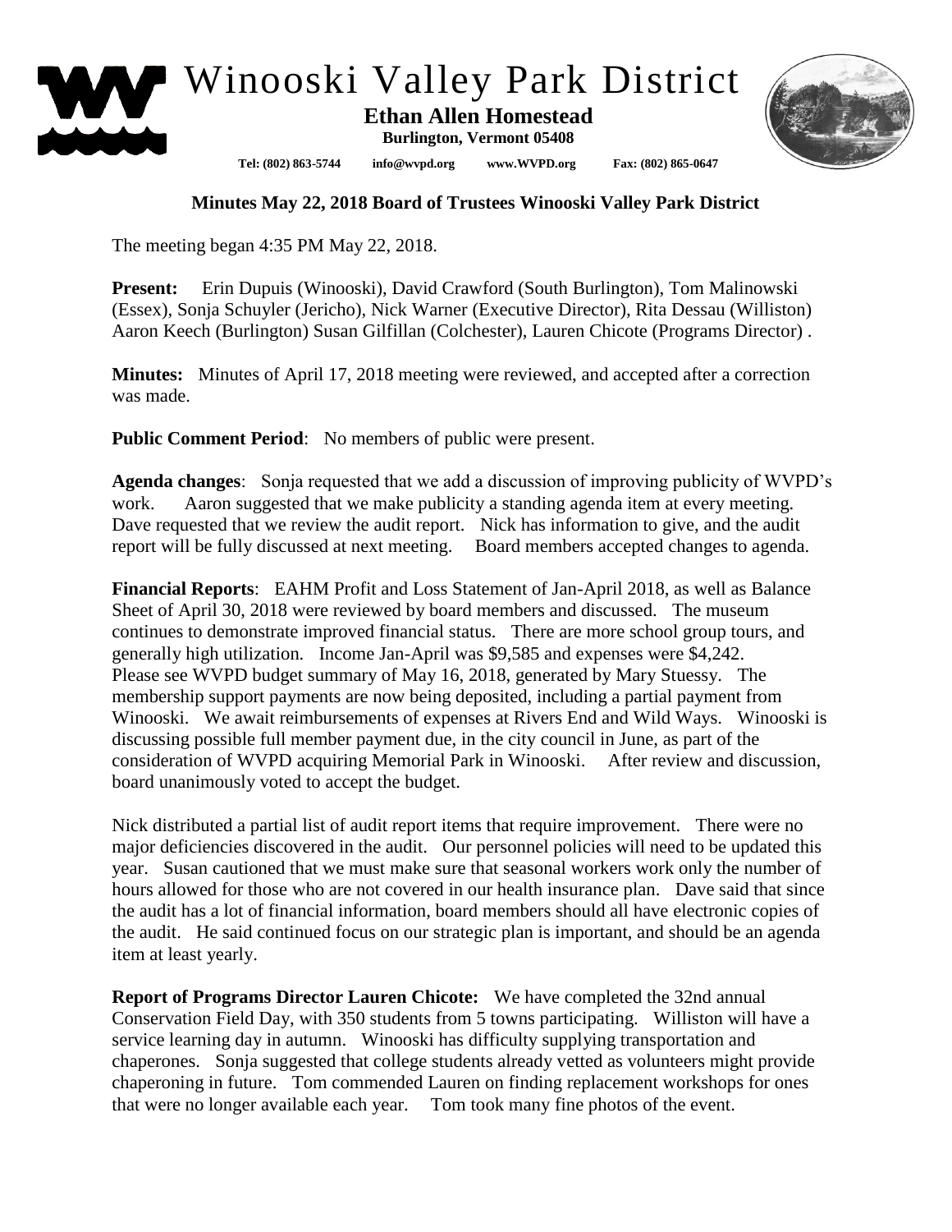# Winooski Valley Park District

**Ethan Allen Homestead**
**Burlington, Vermont 05408**

**Tel: (802) 863-5744 info@wvpd.org www.WVPD.org Fax: (802) 865-0647**

## Minutes May 22, 2018 Board of Trustees Winooski Valley Park District

The meeting began 4:35 PM May 22, 2018.

**Present:** Erin Dupuis (Winooski), David Crawford (South Burlington), Tom Malinowski (Essex), Sonja Schuyler (Jericho), Nick Warner (Executive Director), Rita Dessau (Williston) Aaron Keech (Burlington) Susan Gilfillan (Colchester), Lauren Chicote (Programs Director) .

**Minutes:** Minutes of April 17, 2018 meeting were reviewed, and accepted after a correction was made.

**Public Comment Period**: No members of public were present.

**Agenda changes**: Sonja requested that we add a discussion of improving publicity of WVPD's work. Aaron suggested that we make publicity a standing agenda item at every meeting. Dave requested that we review the audit report. Nick has information to give, and the audit report will be fully discussed at next meeting. Board members accepted changes to agenda.

**Financial Reports**: EAHM Profit and Loss Statement of Jan-April 2018, as well as Balance Sheet of April 30, 2018 were reviewed by board members and discussed. The museum continues to demonstrate improved financial status. There are more school group tours, and generally high utilization. Income Jan-April was $9,585 and expenses were $4,242. Please see WVPD budget summary of May 16, 2018, generated by Mary Stuessy. The membership support payments are now being deposited, including a partial payment from Winooski. We await reimbursements of expenses at Rivers End and Wild Ways. Winooski is discussing possible full member payment due, in the city council in June, as part of the consideration of WVPD acquiring Memorial Park in Winooski. After review and discussion, board unanimously voted to accept the budget.

Nick distributed a partial list of audit report items that require improvement. There were no major deficiencies discovered in the audit. Our personnel policies will need to be updated this year. Susan cautioned that we must make sure that seasonal workers work only the number of hours allowed for those who are not covered in our health insurance plan. Dave said that since the audit has a lot of financial information, board members should all have electronic copies of the audit. He said continued focus on our strategic plan is important, and should be an agenda item at least yearly.

**Report of Programs Director Lauren Chicote:** We have completed the 32nd annual Conservation Field Day, with 350 students from 5 towns participating. Williston will have a service learning day in autumn. Winooski has difficulty supplying transportation and chaperones. Sonja suggested that college students already vetted as volunteers might provide chaperoning in future. Tom commended Lauren on finding replacement workshops for ones that were no longer available each year. Tom took many fine photos of the event.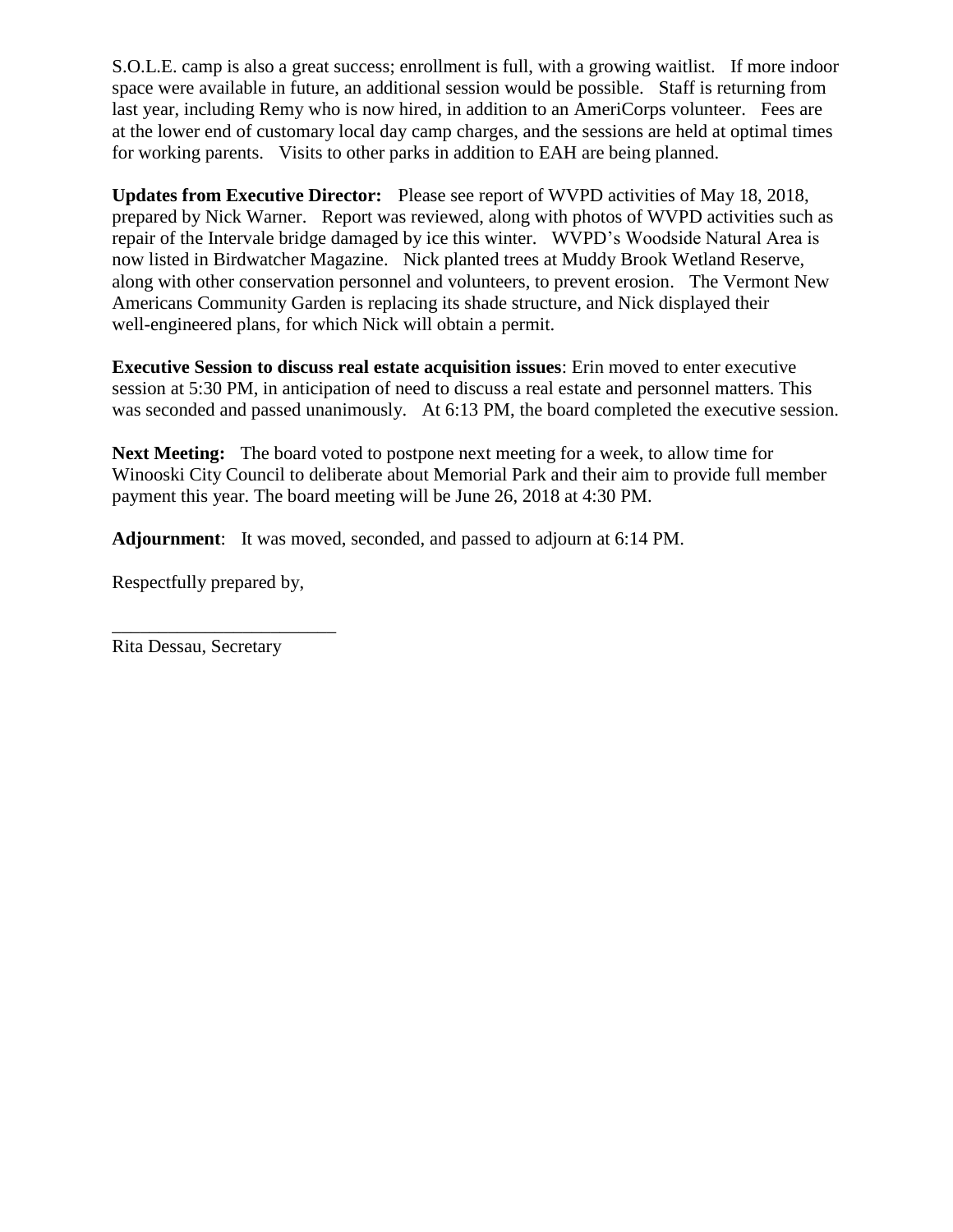S.O.L.E. camp is also a great success; enrollment is full, with a growing waitlist. If more indoor space were available in future, an additional session would be possible. Staff is returning from last year, including Remy who is now hired, in addition to an AmeriCorps volunteer. Fees are at the lower end of customary local day camp charges, and the sessions are held at optimal times for working parents. Visits to other parks in addition to EAH are being planned.

**Updates from Executive Director:** Please see report of WVPD activities of May 18, 2018, prepared by Nick Warner. Report was reviewed, along with photos of WVPD activities such as repair of the Intervale bridge damaged by ice this winter. WVPD's Woodside Natural Area is now listed in Birdwatcher Magazine. Nick planted trees at Muddy Brook Wetland Reserve, along with other conservation personnel and volunteers, to prevent erosion. The Vermont New Americans Community Garden is replacing its shade structure, and Nick displayed their well-engineered plans, for which Nick will obtain a permit.

**Executive Session to discuss real estate acquisition issues**: Erin moved to enter executive session at 5:30 PM, in anticipation of need to discuss a real estate and personnel matters. This was seconded and passed unanimously. At 6:13 PM, the board completed the executive session.

**Next Meeting:** The board voted to postpone next meeting for a week, to allow time for Winooski City Council to deliberate about Memorial Park and their aim to provide full member payment this year. The board meeting will be June 26, 2018 at 4:30 PM.

**Adjournment**: It was moved, seconded, and passed to adjourn at 6:14 PM.

Respectfully prepared by,

________________________

Rita Dessau, Secretary